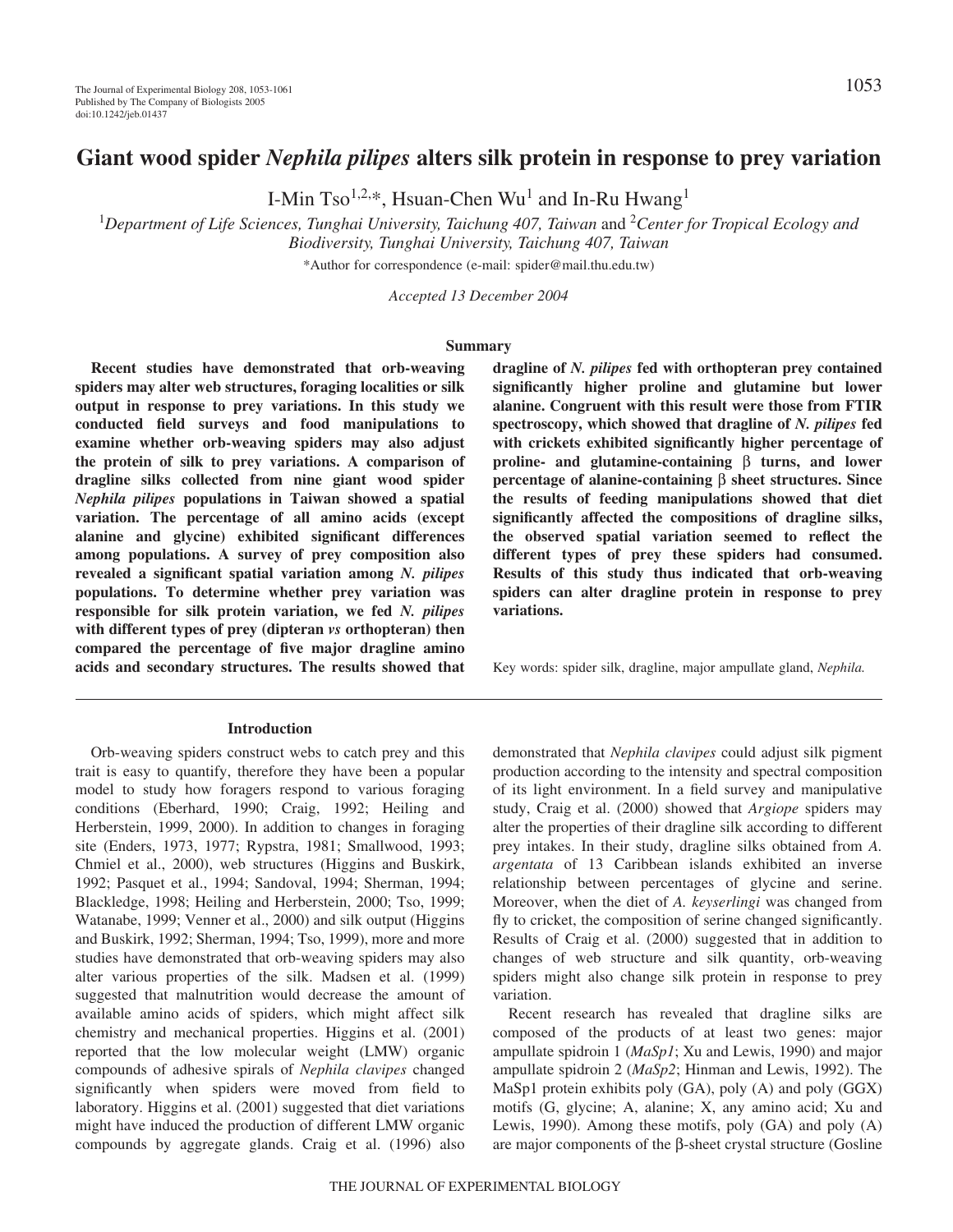# Giant wood spider *Nephila pilipes* alters silk protein in response to prey variation

I-Min Tso[1,2,*], Hsuan-Chen Wu[1] and In-Ru Hwang[1]

[1]*Department of Life Sciences, Tunghai University, Taichung 407, Taiwan* and [2]*Center for Tropical Ecology and Biodiversity, Tunghai University, Taichung 407, Taiwan*

*Author for correspondence (e-mail: spider@mail.thu.edu.tw)

*Accepted 13 December 2004*

## Summary

**Recent studies have demonstrated that orb-weaving spiders may alter web structures, foraging localities or silk output in response to prey variations. In this study we conducted field surveys and food manipulations to examine whether orb-weaving spiders may also adjust the protein of silk to prey variations. A comparison of dragline silks collected from nine giant wood spider *Nephila pilipes* populations in Taiwan showed a spatial variation. The percentage of all amino acids (except alanine and glycine) exhibited significant differences among populations. A survey of prey composition also revealed a significant spatial variation among *N. pilipes* populations. To determine whether prey variation was responsible for silk protein variation, we fed *N. pilipes* with different types of prey (dipteran *vs* orthopteran) then compared the percentage of five major dragline amino acids and secondary structures. The results showed that dragline of *N. pilipes* fed with orthopteran prey contained significantly higher proline and glutamine but lower alanine. Congruent with this result were those from FTIR spectroscopy, which showed that dragline of *N. pilipes* fed with crickets exhibited significantly higher percentage of proline- and glutamine-containing β turns, and lower percentage of alanine-containing β sheet structures. Since the results of feeding manipulations showed that diet significantly affected the compositions of dragline silks, the observed spatial variation seemed to reflect the different types of prey these spiders had consumed. Results of this study thus indicated that orb-weaving spiders can alter dragline protein in response to prey variations.**

Key words: spider silk, dragline, major ampullate gland, *Nephila.*

## Introduction

Orb-weaving spiders construct webs to catch prey and this trait is easy to quantify, therefore they have been a popular model to study how foragers respond to various foraging conditions (Eberhard, 1990; Craig, 1992; Heiling and Herberstein, 1999, 2000). In addition to changes in foraging site (Enders, 1973, 1977; Rypstra, 1981; Smallwood, 1993; Chmiel et al., 2000), web structures (Higgins and Buskirk, 1992; Pasquet et al., 1994; Sandoval, 1994; Sherman, 1994; Blackledge, 1998; Heiling and Herberstein, 2000; Tso, 1999; Watanabe, 1999; Venner et al., 2000) and silk output (Higgins and Buskirk, 1992; Sherman, 1994; Tso, 1999), more and more studies have demonstrated that orb-weaving spiders may also alter various properties of the silk. Madsen et al. (1999) suggested that malnutrition would decrease the amount of available amino acids of spiders, which might affect silk chemistry and mechanical properties. Higgins et al. (2001) reported that the low molecular weight (LMW) organic compounds of adhesive spirals of *Nephila clavipes* changed significantly when spiders were moved from field to laboratory. Higgins et al. (2001) suggested that diet variations might have induced the production of different LMW organic compounds by aggregate glands. Craig et al. (1996) also demonstrated that *Nephila clavipes* could adjust silk pigment production according to the intensity and spectral composition of its light environment. In a field survey and manipulative study, Craig et al. (2000) showed that *Argiope* spiders may alter the properties of their dragline silk according to different prey intakes. In their study, dragline silks obtained from *A. argentata* of 13 Caribbean islands exhibited an inverse relationship between percentages of glycine and serine. Moreover, when the diet of *A. keyserlingi* was changed from fly to cricket, the composition of serine changed significantly. Results of Craig et al. (2000) suggested that in addition to changes of web structure and silk quantity, orb-weaving spiders might also change silk protein in response to prey variation.

Recent research has revealed that dragline silks are composed of the products of at least two genes: major ampullate spidroin 1 (*MaSp1*; Xu and Lewis, 1990) and major ampullate spidroin 2 (*MaSp2*; Hinman and Lewis, 1992). The MaSp1 protein exhibits poly (GA), poly (A) and poly (GGX) motifs (G, glycine; A, alanine; X, any amino acid; Xu and Lewis, 1990). Among these motifs, poly (GA) and poly (A) are major components of the β-sheet crystal structure (Gosline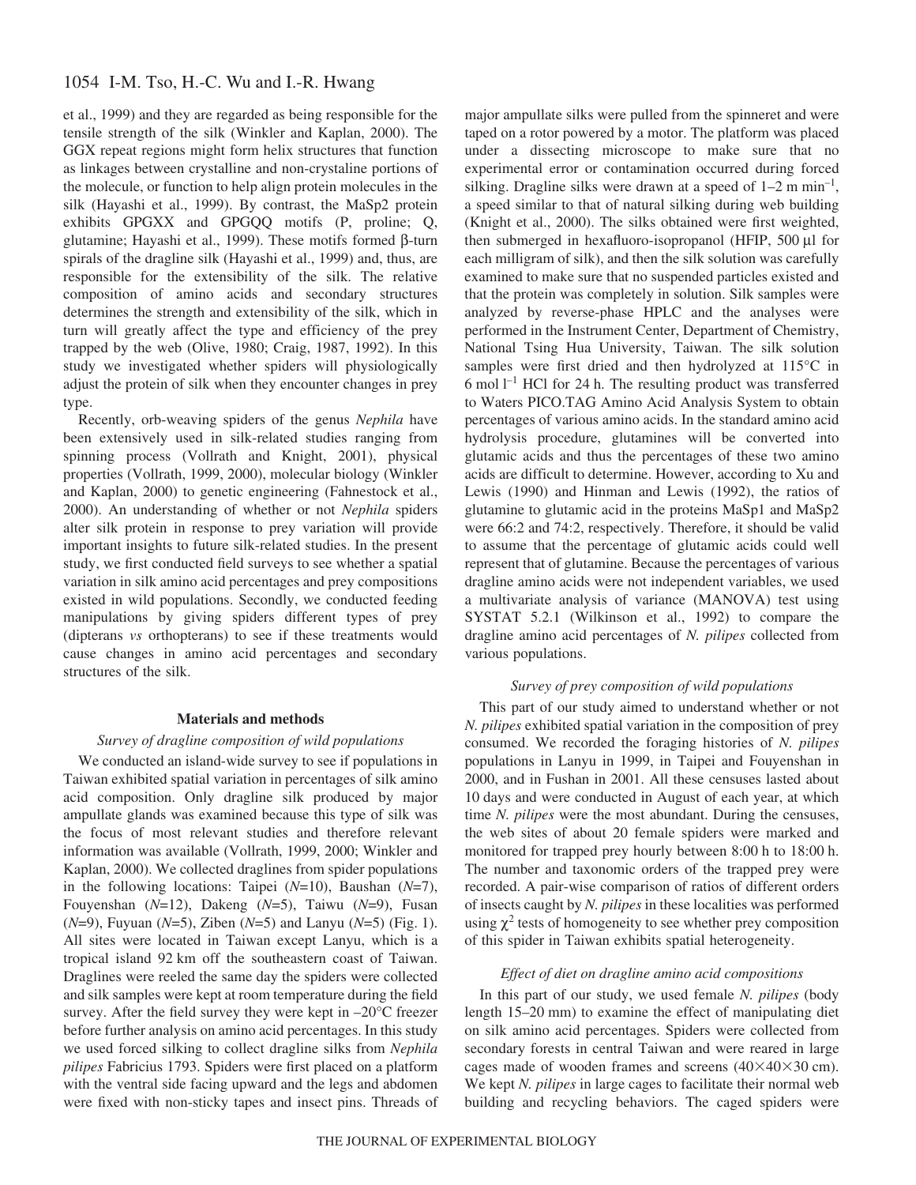et al., 1999) and they are regarded as being responsible for the tensile strength of the silk (Winkler and Kaplan, 2000). The GGX repeat regions might form helix structures that function as linkages between crystalline and non-crystaline portions of the molecule, or function to help align protein molecules in the silk (Hayashi et al., 1999). By contrast, the MaSp2 protein exhibits GPGXX and GPGQQ motifs (P, proline; Q, glutamine; Hayashi et al., 1999). These motifs formed β-turn spirals of the dragline silk (Hayashi et al., 1999) and, thus, are responsible for the extensibility of the silk. The relative composition of amino acids and secondary structures determines the strength and extensibility of the silk, which in turn will greatly affect the type and efficiency of the prey trapped by the web (Olive, 1980; Craig, 1987, 1992). In this study we investigated whether spiders will physiologically adjust the protein of silk when they encounter changes in prey type.

Recently, orb-weaving spiders of the genus *Nephila* have been extensively used in silk-related studies ranging from spinning process (Vollrath and Knight, 2001), physical properties (Vollrath, 1999, 2000), molecular biology (Winkler and Kaplan, 2000) to genetic engineering (Fahnestock et al., 2000). An understanding of whether or not *Nephila* spiders alter silk protein in response to prey variation will provide important insights to future silk-related studies. In the present study, we first conducted field surveys to see whether a spatial variation in silk amino acid percentages and prey compositions existed in wild populations. Secondly, we conducted feeding manipulations by giving spiders different types of prey (dipterans *vs* orthopterans) to see if these treatments would cause changes in amino acid percentages and secondary structures of the silk.

## Materials and methods

### *Survey of dragline composition of wild populations*

We conducted an island-wide survey to see if populations in Taiwan exhibited spatial variation in percentages of silk amino acid composition. Only dragline silk produced by major ampullate glands was examined because this type of silk was the focus of most relevant studies and therefore relevant information was available (Vollrath, 1999, 2000; Winkler and Kaplan, 2000). We collected draglines from spider populations in the following locations: Taipei ($N$=10), Baushan ($N$=7), Fouyenshan ($N$=12), Dakeng ($N$=5), Taiwu ($N$=9), Fusan ($N$=9), Fuyuan ($N$=5), Ziben ($N$=5) and Lanyu ($N$=5) (Fig. 1). All sites were located in Taiwan except Lanyu, which is a tropical island 92 km off the southeastern coast of Taiwan. Draglines were reeled the same day the spiders were collected and silk samples were kept at room temperature during the field survey. After the field survey they were kept in –20°C freezer before further analysis on amino acid percentages. In this study we used forced silking to collect dragline silks from *Nephila pilipes* Fabricius 1793. Spiders were first placed on a platform with the ventral side facing upward and the legs and abdomen were fixed with non-sticky tapes and insect pins. Threads of major ampullate silks were pulled from the spinneret and were taped on a rotor powered by a motor. The platform was placed under a dissecting microscope to make sure that no experimental error or contamination occurred during forced silking. Dragline silks were drawn at a speed of 1–2 m min$^{-1}$, a speed similar to that of natural silking during web building (Knight et al., 2000). The silks obtained were first weighted, then submerged in hexafluoro-isopropanol (HFIP, 500 µl for each milligram of silk), and then the silk solution was carefully examined to make sure that no suspended particles existed and that the protein was completely in solution. Silk samples were analyzed by reverse-phase HPLC and the analyses were performed in the Instrument Center, Department of Chemistry, National Tsing Hua University, Taiwan. The silk solution samples were first dried and then hydrolyzed at 115°C in 6 mol l$^{-1}$ HCl for 24 h. The resulting product was transferred to Waters PICO.TAG Amino Acid Analysis System to obtain percentages of various amino acids. In the standard amino acid hydrolysis procedure, glutamines will be converted into glutamic acids and thus the percentages of these two amino acids are difficult to determine. However, according to Xu and Lewis (1990) and Hinman and Lewis (1992), the ratios of glutamine to glutamic acid in the proteins MaSp1 and MaSp2 were 66:2 and 74:2, respectively. Therefore, it should be valid to assume that the percentage of glutamic acids could well represent that of glutamine. Because the percentages of various dragline amino acids were not independent variables, we used a multivariate analysis of variance (MANOVA) test using SYSTAT 5.2.1 (Wilkinson et al., 1992) to compare the dragline amino acid percentages of *N. pilipes* collected from various populations.

### *Survey of prey composition of wild populations*

This part of our study aimed to understand whether or not *N. pilipes* exhibited spatial variation in the composition of prey consumed. We recorded the foraging histories of *N. pilipes* populations in Lanyu in 1999, in Taipei and Fouyenshan in 2000, and in Fushan in 2001. All these censuses lasted about 10 days and were conducted in August of each year, at which time *N. pilipes* were the most abundant. During the censuses, the web sites of about 20 female spiders were marked and monitored for trapped prey hourly between 8:00 h to 18:00 h. The number and taxonomic orders of the trapped prey were recorded. A pair-wise comparison of ratios of different orders of insects caught by *N. pilipes* in these localities was performed using $\chi^2$ tests of homogeneity to see whether prey composition of this spider in Taiwan exhibits spatial heterogeneity.

### *Effect of diet on dragline amino acid compositions*

In this part of our study, we used female *N. pilipes* (body length 15–20 mm) to examine the effect of manipulating diet on silk amino acid percentages. Spiders were collected from secondary forests in central Taiwan and were reared in large cages made of wooden frames and screens (40×40×30 cm). We kept *N. pilipes* in large cages to facilitate their normal web building and recycling behaviors. The caged spiders were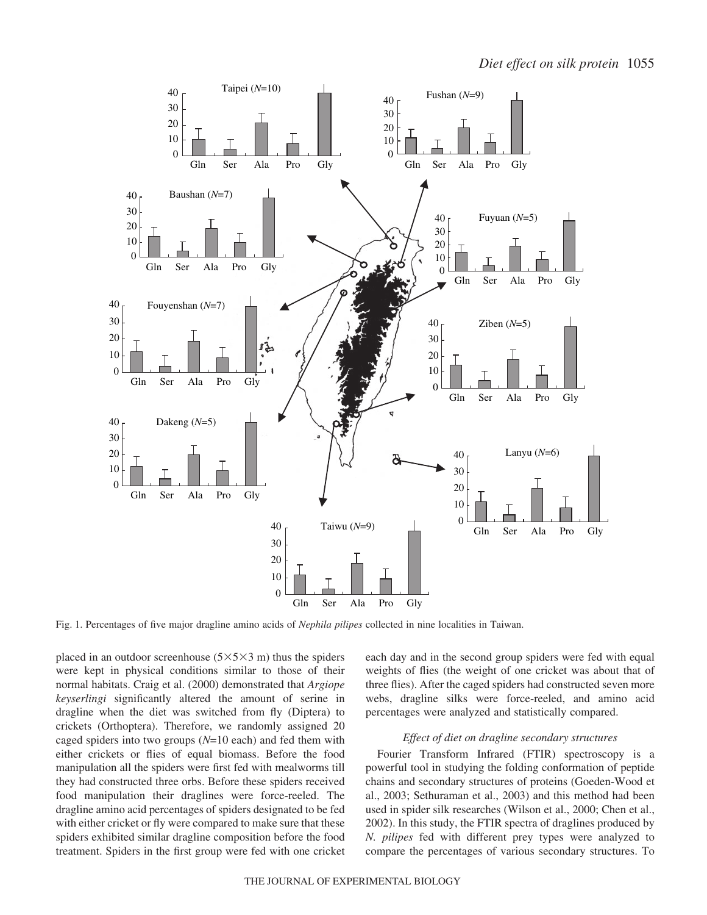Fig. 1. Percentages of five major dragline amino acids of *Nephila pilipes* collected in nine localities in Taiwan.

placed in an outdoor screenhouse (5×5×3 m) thus the spiders were kept in physical conditions similar to those of their normal habitats. Craig et al. (2000) demonstrated that *Argiope keyserlingi* significantly altered the amount of serine in dragline when the diet was switched from fly (Diptera) to crickets (Orthoptera). Therefore, we randomly assigned 20 caged spiders into two groups (*N*=10 each) and fed them with either crickets or flies of equal biomass. Before the food manipulation all the spiders were first fed with mealworms till they had constructed three orbs. Before these spiders received food manipulation their draglines were force-reeled. The dragline amino acid percentages of spiders designated to be fed with either cricket or fly were compared to make sure that these spiders exhibited similar dragline composition before the food treatment. Spiders in the first group were fed with one cricket each day and in the second group spiders were fed with equal weights of flies (the weight of one cricket was about that of three flies). After the caged spiders had constructed seven more webs, dragline silks were force-reeled, and amino acid percentages were analyzed and statistically compared.

### *Effect of diet on dragline secondary structures*

Fourier Transform Infrared (FTIR) spectroscopy is a powerful tool in studying the folding conformation of peptide chains and secondary structures of proteins (Goeden-Wood et al., 2003; Sethuraman et al., 2003) and this method had been used in spider silk researches (Wilson et al., 2000; Chen et al., 2002). In this study, the FTIR spectra of draglines produced by *N. pilipes* fed with different prey types were analyzed to compare the percentages of various secondary structures. To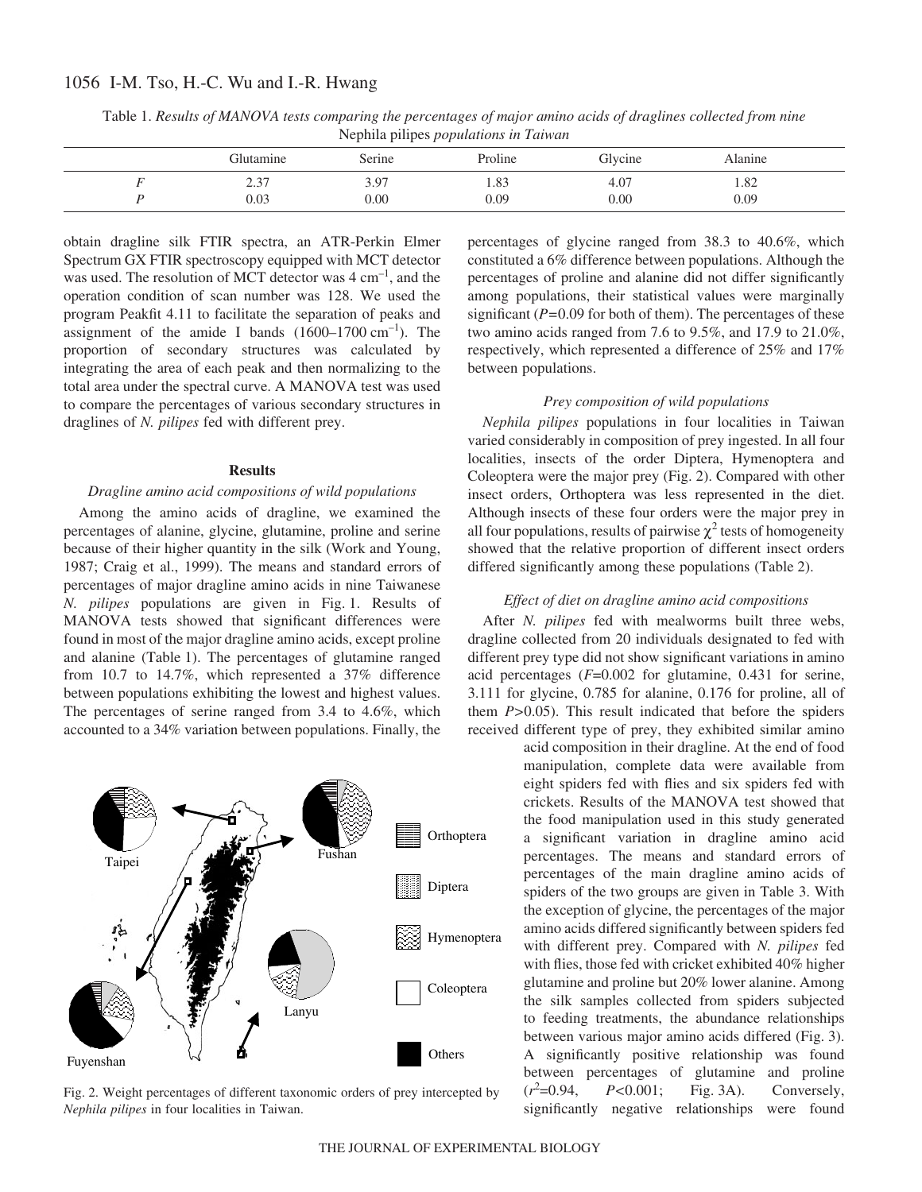Table 1. *Results of MANOVA tests comparing the percentages of major amino acids of draglines collected from nine* Nephila pilipes *populations in Taiwan*

| | Glutamine | Serine | Proline | Glycine | Alanine |
|---|---|---|---|---|---|
| $F$ | 2.37 | 3.97 | 1.83 | 4.07 | 1.82 |
| $P$ | 0.03 | 0.00 | 0.09 | 0.00 | 0.09 |

obtain dragline silk FTIR spectra, an ATR-Perkin Elmer Spectrum GX FTIR spectroscopy equipped with MCT detector was used. The resolution of MCT detector was 4 $cm^{-1}$, and the operation condition of scan number was 128. We used the program Peakfit 4.11 to facilitate the separation of peaks and assignment of the amide I bands (1600–1700 $cm^{-1}$). The proportion of secondary structures was calculated by integrating the area of each peak and then normalizing to the total area under the spectral curve. A MANOVA test was used to compare the percentages of various secondary structures in draglines of *N. pilipes* fed with different prey.

## Results

### *Dragline amino acid compositions of wild populations*

Among the amino acids of dragline, we examined the percentages of alanine, glycine, glutamine, proline and serine because of their higher quantity in the silk (Work and Young, 1987; Craig et al., 1999). The means and standard errors of percentages of major dragline amino acids in nine Taiwanese *N. pilipes* populations are given in Fig. 1. Results of MANOVA tests showed that significant differences were found in most of the major dragline amino acids, except proline and alanine (Table 1). The percentages of glutamine ranged from 10.7 to 14.7%, which represented a 37% difference between populations exhibiting the lowest and highest values. The percentages of serine ranged from 3.4 to 4.6%, which accounted to a 34% variation between populations. Finally, the percentages of glycine ranged from 38.3 to 40.6%, which constituted a 6% difference between populations. Although the percentages of proline and alanine did not differ significantly among populations, their statistical values were marginally significant ($P$=0.09 for both of them). The percentages of these two amino acids ranged from 7.6 to 9.5%, and 17.9 to 21.0%, respectively, which represented a difference of 25% and 17% between populations.

### *Prey composition of wild populations*

*Nephila pilipes* populations in four localities in Taiwan varied considerably in composition of prey ingested. In all four localities, insects of the order Diptera, Hymenoptera and Coleoptera were the major prey (Fig. 2). Compared with other insect orders, Orthoptera was less represented in the diet. Although insects of these four orders were the major prey in all four populations, results of pairwise $\chi^2$ tests of homogeneity showed that the relative proportion of different insect orders differed significantly among these populations (Table 2).

### *Effect of diet on dragline amino acid compositions*

After *N. pilipes* fed with mealworms built three webs, dragline collected from 20 individuals designated to fed with different prey type did not show significant variations in amino acid percentages ($F$=0.002 for glutamine, 0.431 for serine, 3.111 for glycine, 0.785 for alanine, 0.176 for proline, all of them $P$>0.05). This result indicated that before the spiders received different type of prey, they exhibited similar amino acid composition in their dragline. At the end of food manipulation, complete data were available from eight spiders fed with flies and six spiders fed with crickets. Results of the MANOVA test showed that the food manipulation used in this study generated a significant variation in dragline amino acid percentages. The means and standard errors of percentages of the main dragline amino acids of spiders of the two groups are given in Table 3. With the exception of glycine, the percentages of the major amino acids differed significantly between spiders fed with different prey. Compared with *N. pilipes* fed with flies, those fed with cricket exhibited 40% higher glutamine and proline but 20% lower alanine. Among the silk samples collected from spiders subjected to feeding treatments, the abundance relationships between various major amino acids differed (Fig. 3). A significantly positive relationship was found between percentages of glutamine and proline ($r^2$=0.94, $P$<0.001; Fig. 3A). Conversely, significantly negative relationships were found

Fig. 2. Weight percentages of different taxonomic orders of prey intercepted by *Nephila pilipes* in four localities in Taiwan.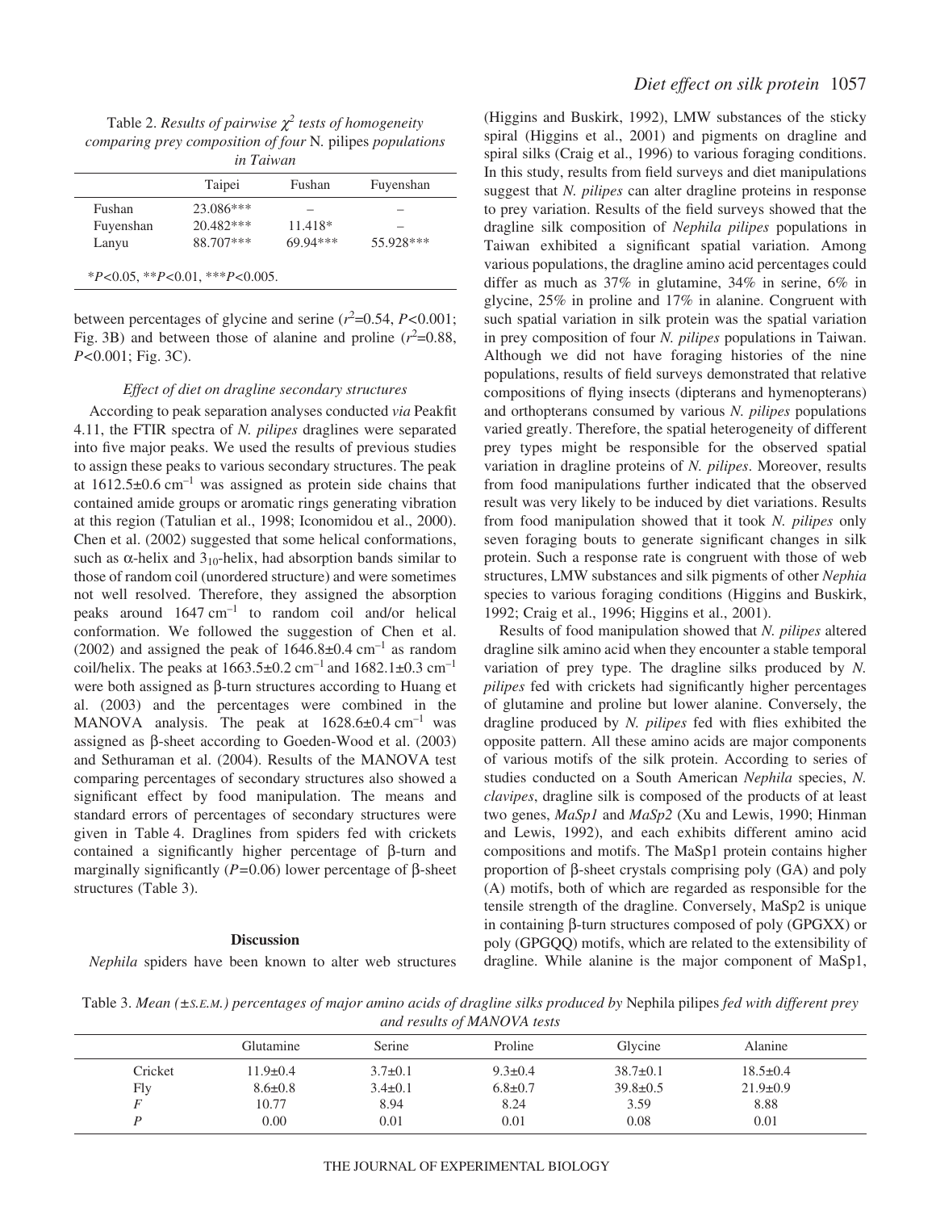Table 2. *Results of pairwise $\chi^2$ tests of homogeneity comparing prey composition of four* N. pilipes *populations in Taiwan*

| | Taipei | Fushan | Fuyenshan |
|---|---|---|---|
| Fushan | 23.086*** | – | – |
| Fuyenshan | 20.482*** | 11.418* | – |
| Lanyu | 88.707*** | 69.94*** | 55.928*** |

*$P<0.05$, **$P<0.01$, ***$P<0.005$.

between percentages of glycine and serine ($r^2$=0.54, $P$<0.001; Fig. 3B) and between those of alanine and proline ($r^2$=0.88, $P$<0.001; Fig. 3C).

### *Effect of diet on dragline secondary structures*

According to peak separation analyses conducted *via* Peakfit 4.11, the FTIR spectra of *N. pilipes* draglines were separated into five major peaks. We used the results of previous studies to assign these peaks to various secondary structures. The peak at 1612.5±0.6 $cm^{-1}$ was assigned as protein side chains that contained amide groups or aromatic rings generating vibration at this region (Tatulian et al., 1998; Iconomidou et al., 2000). Chen et al. (2002) suggested that some helical conformations, such as α-helix and $3_{10}$-helix, had absorption bands similar to those of random coil (unordered structure) and were sometimes not well resolved. Therefore, they assigned the absorption peaks around 1647 $cm^{-1}$ to random coil and/or helical conformation. We followed the suggestion of Chen et al. (2002) and assigned the peak of 1646.8±0.4 $cm^{-1}$ as random coil/helix. The peaks at 1663.5±0.2 $cm^{-1}$ and 1682.1±0.3 $cm^{-1}$ were both assigned as β-turn structures according to Huang et al. (2003) and the percentages were combined in the MANOVA analysis. The peak at 1628.6±0.4 $cm^{-1}$ was assigned as β-sheet according to Goeden-Wood et al. (2003) and Sethuraman et al. (2004). Results of the MANOVA test comparing percentages of secondary structures also showed a significant effect by food manipulation. The means and standard errors of percentages of secondary structures were given in Table 4. Draglines from spiders fed with crickets contained a significantly higher percentage of β-turn and marginally significantly ($P$=0.06) lower percentage of β-sheet structures (Table 3).

## Discussion

*Nephila* spiders have been known to alter web structures (Higgins and Buskirk, 1992), LMW substances of the sticky spiral (Higgins et al., 2001) and pigments on dragline and spiral silks (Craig et al., 1996) to various foraging conditions. In this study, results from field surveys and diet manipulations suggest that *N. pilipes* can alter dragline proteins in response to prey variation. Results of the field surveys showed that the dragline silk composition of *Nephila pilipes* populations in Taiwan exhibited a significant spatial variation. Among various populations, the dragline amino acid percentages could differ as much as 37% in glutamine, 34% in serine, 6% in glycine, 25% in proline and 17% in alanine. Congruent with such spatial variation in silk protein was the spatial variation in prey composition of four *N. pilipes* populations in Taiwan. Although we did not have foraging histories of the nine populations, results of field surveys demonstrated that relative compositions of flying insects (dipterans and hymenopterans) and orthopterans consumed by various *N. pilipes* populations varied greatly. Therefore, the spatial heterogeneity of different prey types might be responsible for the observed spatial variation in dragline proteins of *N. pilipes*. Moreover, results from food manipulations further indicated that the observed result was very likely to be induced by diet variations. Results from food manipulation showed that it took *N. pilipes* only seven foraging bouts to generate significant changes in silk protein. Such a response rate is congruent with those of web structures, LMW substances and silk pigments of other *Nephia* species to various foraging conditions (Higgins and Buskirk, 1992; Craig et al., 1996; Higgins et al., 2001).

Results of food manipulation showed that *N. pilipes* altered dragline silk amino acid when they encounter a stable temporal variation of prey type. The dragline silks produced by *N. pilipes* fed with crickets had significantly higher percentages of glutamine and proline but lower alanine. Conversely, the dragline produced by *N. pilipes* fed with flies exhibited the opposite pattern. All these amino acids are major components of various motifs of the silk protein. According to series of studies conducted on a South American *Nephila* species, *N. clavipes*, dragline silk is composed of the products of at least two genes, *MaSp1* and *MaSp2* (Xu and Lewis, 1990; Hinman and Lewis, 1992), and each exhibits different amino acid compositions and motifs. The MaSp1 protein contains higher proportion of β-sheet crystals comprising poly (GA) and poly (A) motifs, both of which are regarded as responsible for the tensile strength of the dragline. Conversely, MaSp2 is unique in containing β-turn structures composed of poly (GPGXX) or poly (GPGQQ) motifs, which are related to the extensibility of dragline. While alanine is the major component of MaSp1,

Table 3. *Mean (±S.E.M.) percentages of major amino acids of dragline silks produced by* Nephila pilipes *fed with different prey and results of MANOVA tests*

| | Glutamine | Serine | Proline | Glycine | Alanine |
|---|---|---|---|---|---|
| Cricket | 11.9±0.4 | 3.7±0.1 | 9.3±0.4 | 38.7±0.1 | 18.5±0.4 |
| Fly | 8.6±0.8 | 3.4±0.1 | 6.8±0.7 | 39.8±0.5 | 21.9±0.9 |
| $F$ | 10.77 | 8.94 | 8.24 | 3.59 | 8.88 |
| $P$ | 0.00 | 0.01 | 0.01 | 0.08 | 0.01 |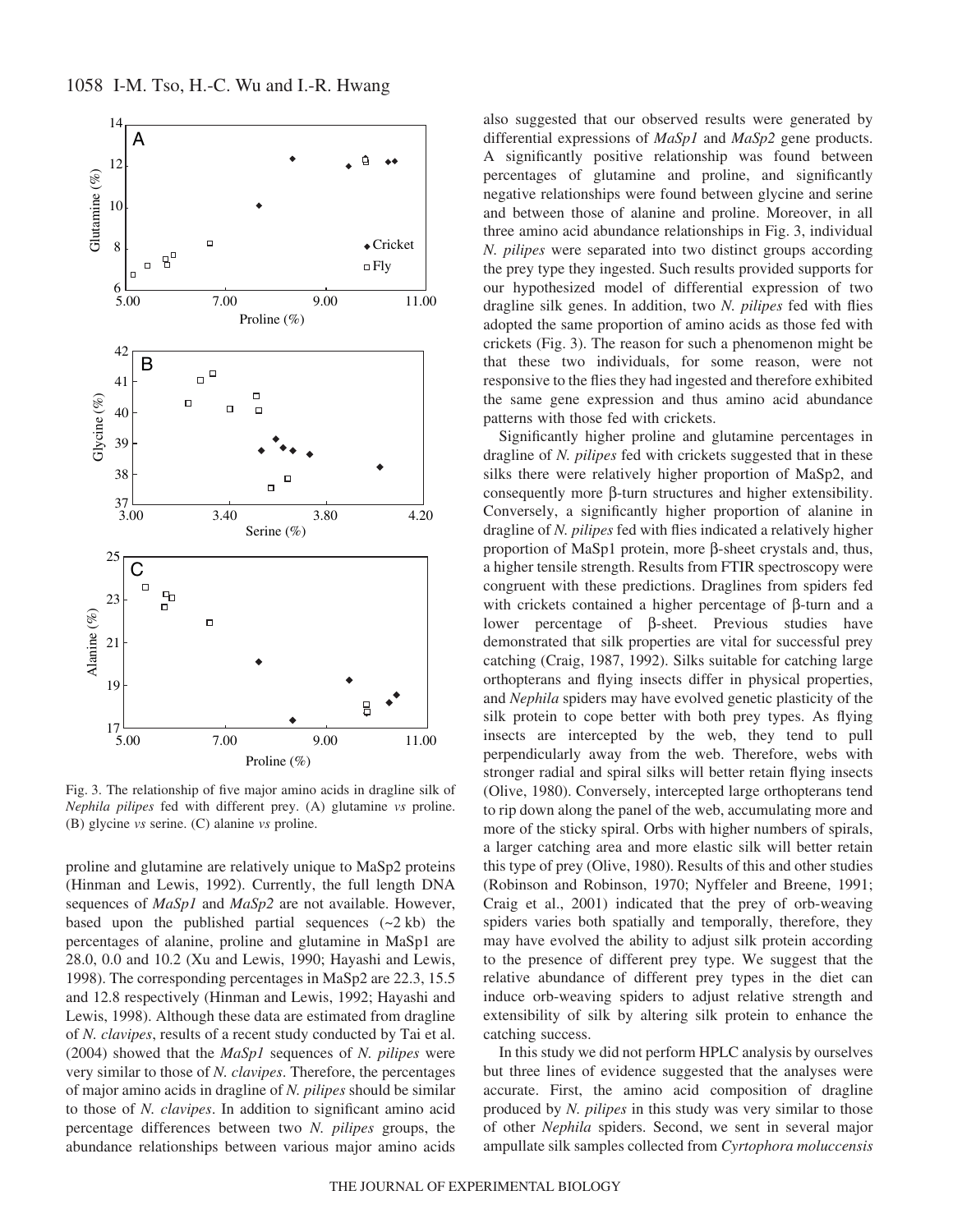Fig. 3. The relationship of five major amino acids in dragline silk of *Nephila pilipes* fed with different prey. (A) glutamine *vs* proline. (B) glycine *vs* serine. (C) alanine *vs* proline.

proline and glutamine are relatively unique to MaSp2 proteins (Hinman and Lewis, 1992). Currently, the full length DNA sequences of *MaSp1* and *MaSp2* are not available. However, based upon the published partial sequences (~2 kb) the percentages of alanine, proline and glutamine in MaSp1 are 28.0, 0.0 and 10.2 (Xu and Lewis, 1990; Hayashi and Lewis, 1998). The corresponding percentages in MaSp2 are 22.3, 15.5 and 12.8 respectively (Hinman and Lewis, 1992; Hayashi and Lewis, 1998). Although these data are estimated from dragline of *N. clavipes*, results of a recent study conducted by Tai et al. (2004) showed that the *MaSp1* sequences of *N. pilipes* were very similar to those of *N. clavipes*. Therefore, the percentages of major amino acids in dragline of *N. pilipes* should be similar to those of *N. clavipes*. In addition to significant amino acid percentage differences between two *N. pilipes* groups, the abundance relationships between various major amino acids also suggested that our observed results were generated by differential expressions of *MaSp1* and *MaSp2* gene products. A significantly positive relationship was found between percentages of glutamine and proline, and significantly negative relationships were found between glycine and serine and between those of alanine and proline. Moreover, in all three amino acid abundance relationships in Fig. 3, individual *N. pilipes* were separated into two distinct groups according the prey type they ingested. Such results provided supports for our hypothesized model of differential expression of two dragline silk genes. In addition, two *N. pilipes* fed with flies adopted the same proportion of amino acids as those fed with crickets (Fig. 3). The reason for such a phenomenon might be that these two individuals, for some reason, were not responsive to the flies they had ingested and therefore exhibited the same gene expression and thus amino acid abundance patterns with those fed with crickets.

Significantly higher proline and glutamine percentages in dragline of *N. pilipes* fed with crickets suggested that in these silks there were relatively higher proportion of MaSp2, and consequently more β-turn structures and higher extensibility. Conversely, a significantly higher proportion of alanine in dragline of *N. pilipes* fed with flies indicated a relatively higher proportion of MaSp1 protein, more β-sheet crystals and, thus, a higher tensile strength. Results from FTIR spectroscopy were congruent with these predictions. Draglines from spiders fed with crickets contained a higher percentage of β-turn and a lower percentage of β-sheet. Previous studies have demonstrated that silk properties are vital for successful prey catching (Craig, 1987, 1992). Silks suitable for catching large orthopterans and flying insects differ in physical properties, and *Nephila* spiders may have evolved genetic plasticity of the silk protein to cope better with both prey types. As flying insects are intercepted by the web, they tend to pull perpendicularly away from the web. Therefore, webs with stronger radial and spiral silks will better retain flying insects (Olive, 1980). Conversely, intercepted large orthopterans tend to rip down along the panel of the web, accumulating more and more of the sticky spiral. Orbs with higher numbers of spirals, a larger catching area and more elastic silk will better retain this type of prey (Olive, 1980). Results of this and other studies (Robinson and Robinson, 1970; Nyffeler and Breene, 1991; Craig et al., 2001) indicated that the prey of orb-weaving spiders varies both spatially and temporally, therefore, they may have evolved the ability to adjust silk protein according to the presence of different prey type. We suggest that the relative abundance of different prey types in the diet can induce orb-weaving spiders to adjust relative strength and extensibility of silk by altering silk protein to enhance the catching success.

In this study we did not perform HPLC analysis by ourselves but three lines of evidence suggested that the analyses were accurate. First, the amino acid composition of dragline produced by *N. pilipes* in this study was very similar to those of other *Nephila* spiders. Second, we sent in several major ampullate silk samples collected from *Cyrtophora moluccensis*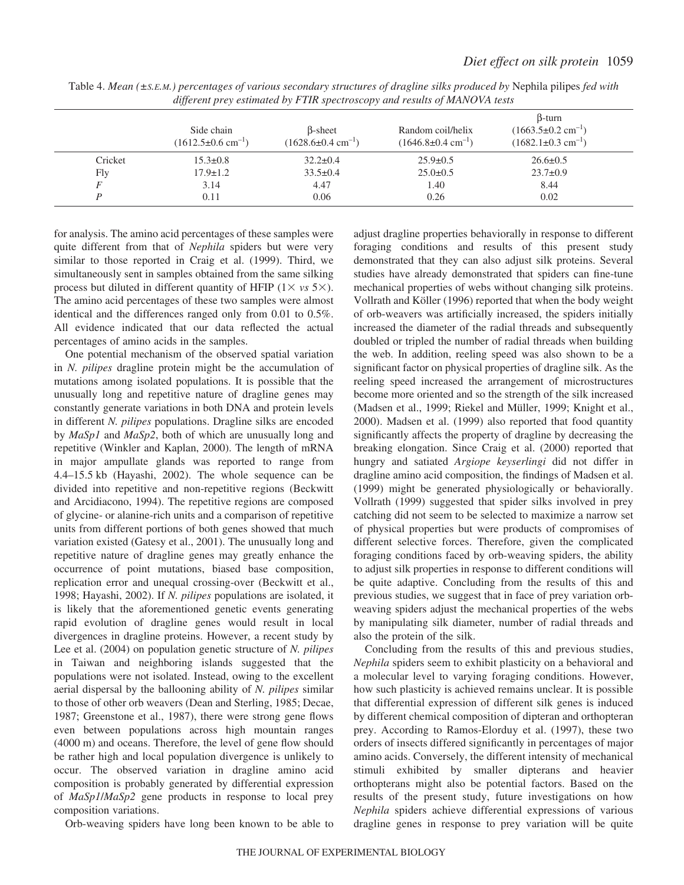Table 4. *Mean (±S.E.M.) percentages of various secondary structures of dragline silks produced by* Nephila pilipes *fed with different prey estimated by FTIR spectroscopy and results of MANOVA tests*

| | Side chain ($1612.5\pm0.6$ cm$^{-1}$) | β-sheet ($1628.6\pm0.4$ cm$^{-1}$) | Random coil/helix ($1646.8\pm0.4$ cm$^{-1}$) | β-turn ($1663.5\pm0.2$ cm$^{-1}$) ($1682.1\pm0.3$ cm$^{-1}$) |
|---|---|---|---|---|
| Cricket | 15.3±0.8 | 32.2±0.4 | 25.9±0.5 | 26.6±0.5 |
| Fly | 17.9±1.2 | 33.5±0.4 | 25.0±0.5 | 23.7±0.9 |
| $F$ | 3.14 | 4.47 | 1.40 | 8.44 |
| $P$ | 0.11 | 0.06 | 0.26 | 0.02 |

for analysis. The amino acid percentages of these samples were quite different from that of *Nephila* spiders but were very similar to those reported in Craig et al. (1999). Third, we simultaneously sent in samples obtained from the same silking process but diluted in different quantity of HFIP (1× *vs* 5×). The amino acid percentages of these two samples were almost identical and the differences ranged only from 0.01 to 0.5%. All evidence indicated that our data reflected the actual percentages of amino acids in the samples.

One potential mechanism of the observed spatial variation in *N. pilipes* dragline protein might be the accumulation of mutations among isolated populations. It is possible that the unusually long and repetitive nature of dragline genes may constantly generate variations in both DNA and protein levels in different *N. pilipes* populations. Dragline silks are encoded by *MaSp1* and *MaSp2*, both of which are unusually long and repetitive (Winkler and Kaplan, 2000). The length of mRNA in major ampullate glands was reported to range from 4.4–15.5 kb (Hayashi, 2002). The whole sequence can be divided into repetitive and non-repetitive regions (Beckwitt and Arcidiacono, 1994). The repetitive regions are composed of glycine- or alanine-rich units and a comparison of repetitive units from different portions of both genes showed that much variation existed (Gatesy et al., 2001). The unusually long and repetitive nature of dragline genes may greatly enhance the occurrence of point mutations, biased base composition, replication error and unequal crossing-over (Beckwitt et al., 1998; Hayashi, 2002). If *N. pilipes* populations are isolated, it is likely that the aforementioned genetic events generating rapid evolution of dragline genes would result in local divergences in dragline proteins. However, a recent study by Lee et al. (2004) on population genetic structure of *N. pilipes* in Taiwan and neighboring islands suggested that the populations were not isolated. Instead, owing to the excellent aerial dispersal by the ballooning ability of *N. pilipes* similar to those of other orb weavers (Dean and Sterling, 1985; Decae, 1987; Greenstone et al., 1987), there were strong gene flows even between populations across high mountain ranges (4000 m) and oceans. Therefore, the level of gene flow should be rather high and local population divergence is unlikely to occur. The observed variation in dragline amino acid composition is probably generated by differential expression of *MaSp1*/*MaSp2* gene products in response to local prey composition variations.

Orb-weaving spiders have long been known to be able to adjust dragline properties behaviorally in response to different foraging conditions and results of this present study demonstrated that they can also adjust silk proteins. Several studies have already demonstrated that spiders can fine-tune mechanical properties of webs without changing silk proteins. Vollrath and Köller (1996) reported that when the body weight of orb-weavers was artificially increased, the spiders initially increased the diameter of the radial threads and subsequently doubled or tripled the number of radial threads when building the web. In addition, reeling speed was also shown to be a significant factor on physical properties of dragline silk. As the reeling speed increased the arrangement of microstructures become more oriented and so the strength of the silk increased (Madsen et al., 1999; Riekel and Müller, 1999; Knight et al., 2000). Madsen et al. (1999) also reported that food quantity significantly affects the property of dragline by decreasing the breaking elongation. Since Craig et al. (2000) reported that hungry and satiated *Argiope keyserlingi* did not differ in dragline amino acid composition, the findings of Madsen et al. (1999) might be generated physiologically or behaviorally. Vollrath (1999) suggested that spider silks involved in prey catching did not seem to be selected to maximize a narrow set of physical properties but were products of compromises of different selective forces. Therefore, given the complicated foraging conditions faced by orb-weaving spiders, the ability to adjust silk properties in response to different conditions will be quite adaptive. Concluding from the results of this and previous studies, we suggest that in face of prey variation orb-weaving spiders adjust the mechanical properties of the webs by manipulating silk diameter, number of radial threads and also the protein of the silk.

Concluding from the results of this and previous studies, *Nephila* spiders seem to exhibit plasticity on a behavioral and a molecular level to varying foraging conditions. However, how such plasticity is achieved remains unclear. It is possible that differential expression of different silk genes is induced by different chemical composition of dipteran and orthopteran prey. According to Ramos-Elorduy et al. (1997), these two orders of insects differed significantly in percentages of major amino acids. Conversely, the different intensity of mechanical stimuli exhibited by smaller dipterans and heavier orthopterans might also be potential factors. Based on the results of the present study, future investigations on how *Nephila* spiders achieve differential expressions of various dragline genes in response to prey variation will be quite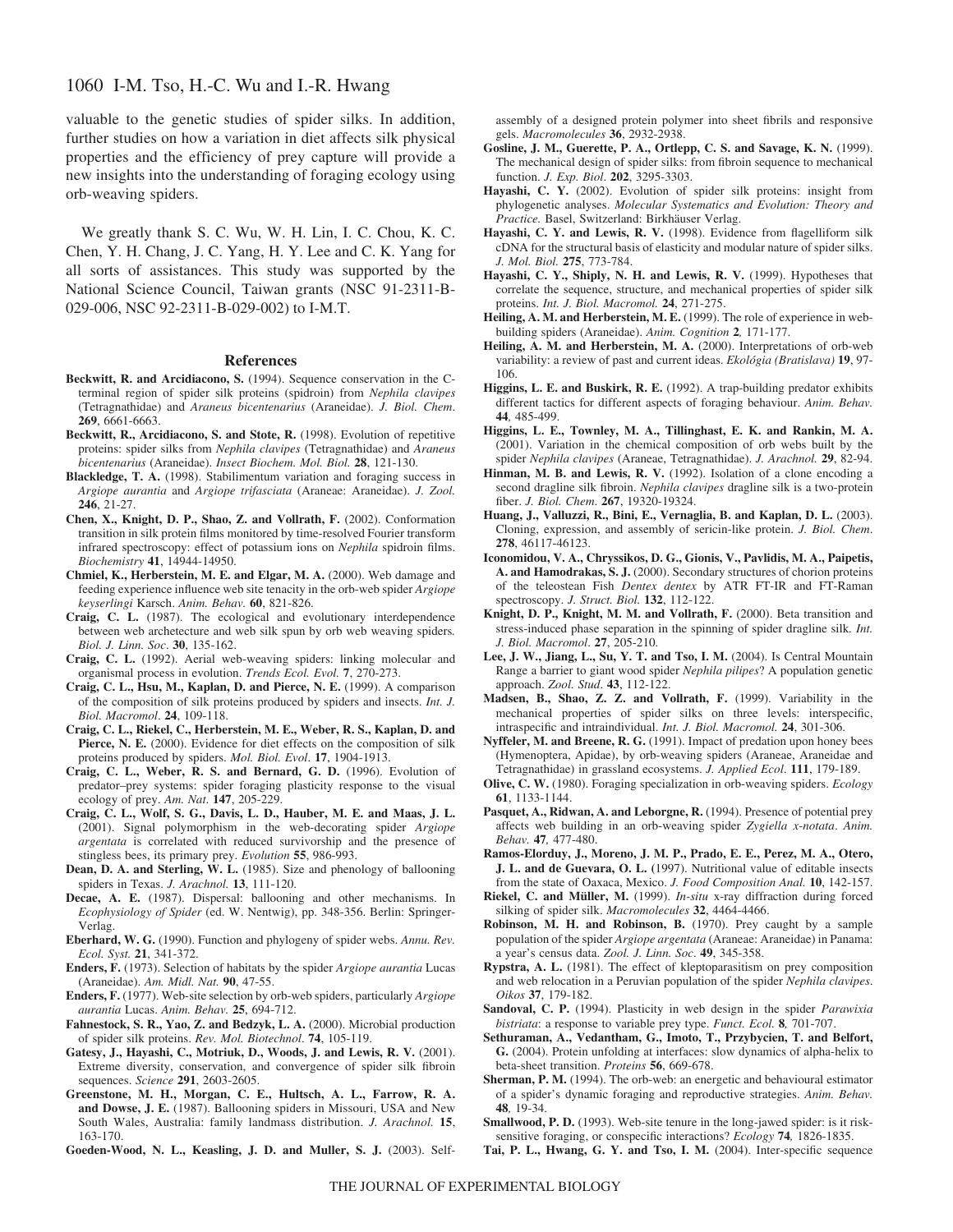valuable to the genetic studies of spider silks. In addition, further studies on how a variation in diet affects silk physical properties and the efficiency of prey capture will provide a new insights into the understanding of foraging ecology using orb-weaving spiders.

We greatly thank S. C. Wu, W. H. Lin, I. C. Chou, K. C. Chen, Y. H. Chang, J. C. Yang, H. Y. Lee and C. K. Yang for all sorts of assistances. This study was supported by the National Science Council, Taiwan grants (NSC 91-2311-B-029-006, NSC 92-2311-B-029-002) to I-M.T.

## References

**Beckwitt, R. and Arcidiacono, S.** (1994). Sequence conservation in the C-terminal region of spider silk proteins (spidroin) from *Nephila clavipes* (Tetragnathidae) and *Araneus bicentenarius* (Araneidae). *J. Biol. Chem.* **269**, 6661-6663.

**Beckwitt, R., Arcidiacono, S. and Stote, R.** (1998). Evolution of repetitive proteins: spider silks from *Nephila clavipes* (Tetragnathidae) and *Araneus bicentenarius* (Araneidae). *Insect Biochem. Mol. Biol.* **28**, 121-130.

**Blackledge, T. A.** (1998). Stabilimentum variation and foraging success in *Argiope aurantia* and *Argiope trifasciata* (Araneae: Araneidae). *J. Zool.* **246**, 21-27.

**Chen, X., Knight, D. P., Shao, Z. and Vollrath, F.** (2002). Conformation transition in silk protein films monitored by time-resolved Fourier transform infrared spectroscopy: effect of potassium ions on *Nephila* spidroin films. *Biochemistry* **41**, 14944-14950.

**Chmiel, K., Herberstein, M. E. and Elgar, M. A.** (2000). Web damage and feeding experience influence web site tenacity in the orb-web spider *Argiope keyserlingi* Karsch. *Anim. Behav.* **60**, 821-826.

**Craig, C. L.** (1987). The ecological and evolutionary interdependence between web archetecture and web silk spun by orb web weaving spiders. *Biol. J. Linn. Soc*. **30**, 135-162.

**Craig, C. L.** (1992). Aerial web-weaving spiders: linking molecular and organismal process in evolution. *Trends Ecol. Evol.* **7**, 270-273.

**Craig, C. L., Hsu, M., Kaplan, D. and Pierce, N. E.** (1999). A comparison of the composition of silk proteins produced by spiders and insects. *Int. J. Biol. Macromol*. **24**, 109-118.

**Craig, C. L., Riekel, C., Herberstein, M. E., Weber, R. S., Kaplan, D. and Pierce, N. E.** (2000). Evidence for diet effects on the composition of silk proteins produced by spiders. *Mol. Biol. Evol*. **17**, 1904-1913.

**Craig, C. L., Weber, R. S. and Bernard, G. D.** (1996). Evolution of predator–prey systems: spider foraging plasticity response to the visual ecology of prey. *Am. Nat.* **147**, 205-229.

**Craig, C. L., Wolf, S. G., Davis, L. D., Hauber, M. E. and Maas, J. L.** (2001). Signal polymorphism in the web-decorating spider *Argiope argentata* is correlated with reduced survivorship and the presence of stingless bees, its primary prey. *Evolution* **55**, 986-993.

**Dean, D. A. and Sterling, W. L.** (1985). Size and phenology of ballooning spiders in Texas. *J. Arachnol.* **13**, 111-120.

**Decae, A. E.** (1987). Dispersal: ballooning and other mechanisms. In *Ecophysiology of Spider* (ed. W. Nentwig), pp. 348-356. Berlin: Springer-Verlag.

**Eberhard, W. G.** (1990). Function and phylogeny of spider webs. *Annu. Rev. Ecol. Syst.* **21**, 341-372.

**Enders, F.** (1973). Selection of habitats by the spider *Argiope aurantia* Lucas (Araneidae). *Am. Midl. Nat.* **90**, 47-55.

**Enders, F.** (1977). Web-site selection by orb-web spiders, particularly *Argiope aurantia* Lucas. *Anim. Behav.* **25**, 694-712.

**Fahnestock, S. R., Yao, Z. and Bedzyk, L. A.** (2000). Microbial production of spider silk proteins. *Rev. Mol. Biotechnol*. **74**, 105-119.

**Gatesy, J., Hayashi, C., Motriuk, D., Woods, J. and Lewis, R. V.** (2001). Extreme diversity, conservation, and convergence of spider silk fibroin sequences. *Science* **291**, 2603-2605.

**Greenstone, M. H., Morgan, C. E., Hultsch, A. L., Farrow, R. A. and Dowse, J. E.** (1987). Ballooning spiders in Missouri, USA and New South Wales, Australia: family landmass distribution. *J. Arachnol.* **15**, 163-170.

**Goeden-Wood, N. L., Keasling, J. D. and Muller, S. J.** (2003). Self-assembly of a designed protein polymer into sheet fibrils and responsive gels. *Macromolecules* **36**, 2932-2938.

**Gosline, J. M., Guerette, P. A., Ortlepp, C. S. and Savage, K. N.** (1999). The mechanical design of spider silks: from fibroin sequence to mechanical function. *J. Exp. Biol*. **202**, 3295-3303.

**Hayashi, C. Y.** (2002). Evolution of spider silk proteins: insight from phylogenetic analyses. *Molecular Systematics and Evolution: Theory and Practice.* Basel, Switzerland: Birkhäuser Verlag.

**Hayashi, C. Y. and Lewis, R. V.** (1998). Evidence from flagelliform silk cDNA for the structural basis of elasticity and modular nature of spider silks. *J. Mol. Biol.* **275**, 773-784.

**Hayashi, C. Y., Shiply, N. H. and Lewis, R. V.** (1999). Hypotheses that correlate the sequence, structure, and mechanical properties of spider silk proteins. *Int. J. Biol. Macromol.* **24**, 271-275.

**Heiling, A. M. and Herberstein, M. E.** (1999). The role of experience in web-building spiders (Araneidae). *Anim. Cognition* **2***,* 171-177.

**Heiling, A. M. and Herberstein, M. A.** (2000). Interpretations of orb-web variability: a review of past and current ideas. *Ekológia (Bratislava)* **19**, 97-106.

**Higgins, L. E. and Buskirk, R. E.** (1992). A trap-building predator exhibits different tactics for different aspects of foraging behaviour. *Anim. Behav*. **44**, 485-499.

**Higgins, L. E., Townley, M. A., Tillinghast, E. K. and Rankin, M. A.** (2001). Variation in the chemical composition of orb webs built by the spider *Nephila clavipes* (Araneae, Tetragnathidae). *J. Arachnol.* **29**, 82-94.

**Hinman, M. B. and Lewis, R. V.** (1992). Isolation of a clone encoding a second dragline silk fibroin. *Nephila clavipes* dragline silk is a two-protein fiber. *J. Biol. Chem*. **267**, 19320-19324.

**Huang, J., Valluzzi, R., Bini, E., Vernaglia, B. and Kaplan, D. L.** (2003). Cloning, expression, and assembly of sericin-like protein. *J. Biol. Chem*. **278**, 46117-46123.

**Iconomidou, V. A., Chryssikos, D. G., Gionis, V., Pavlidis, M. A., Paipetis, A. and Hamodrakas, S. J.** (2000). Secondary structures of chorion proteins of the teleostean Fish *Dentex dentex* by ATR FT-IR and FT-Raman spectroscopy. *J. Struct. Biol.* **132**, 112-122.

**Knight, D. P., Knight, M. M. and Vollrath, F.** (2000). Beta transition and stress-induced phase separation in the spinning of spider dragline silk. *Int. J. Biol. Macromol*. **27**, 205-210.

**Lee, J. W., Jiang, L., Su, Y. T. and Tso, I. M.** (2004). Is Central Mountain Range a barrier to giant wood spider *Nephila pilipes*? A population genetic approach. *Zool. Stud*. **43**, 112-122.

**Madsen, B., Shao, Z. Z. and Vollrath, F.** (1999). Variability in the mechanical properties of spider silks on three levels: interspecific, intraspecific and intraindividual. *Int. J. Biol. Macromol.* **24**, 301-306.

**Nyffeler, M. and Breene, R. G.** (1991). Impact of predation upon honey bees (Hymenoptera, Apidae), by orb-weaving spiders (Araneae, Araneidae and Tetragnathidae) in grassland ecosystems. *J. Applied Ecol*. **111**, 179-189.

**Olive, C. W.** (1980). Foraging specialization in orb-weaving spiders. *Ecology* **61**, 1133-1144.

**Pasquet, A., Ridwan, A. and Leborgne, R.** (1994). Presence of potential prey affects web building in an orb-weaving spider *Zygiella x-notata*. *Anim. Behav.* **47***,* 477-480.

**Ramos-Elorduy, J., Moreno, J. M. P., Prado, E. E., Perez, M. A., Otero, J. L. and de Guevara, O. L.** (1997). Nutritional value of editable insects from the state of Oaxaca, Mexico. *J. Food Composition Anal.* **10**, 142-157.

**Riekel, C. and Müller, M.** (1999). *In-situ* x-ray diffraction during forced silking of spider silk. *Macromolecules* **32**, 4464-4466.

**Robinson, M. H. and Robinson, B.** (1970). Prey caught by a sample population of the spider *Argiope argentata* (Araneae: Araneidae) in Panama: a year's census data. *Zool. J. Linn. Soc*. **49**, 345-358.

**Rypstra, A. L.** (1981). The effect of kleptoparasitism on prey composition and web relocation in a Peruvian population of the spider *Nephila clavipes*. *Oikos* **37**, 179-182.

**Sandoval, C. P.** (1994). Plasticity in web design in the spider *Parawixia bistriata*: a response to variable prey type. *Funct. Ecol.* **8***,* 701-707.

**Sethuraman, A., Vedantham, G., Imoto, T., Przybycien, T. and Belfort, G.** (2004). Protein unfolding at interfaces: slow dynamics of alpha-helix to beta-sheet transition. *Proteins* **56**, 669-678.

**Sherman, P. M.** (1994). The orb-web: an energetic and behavioural estimator of a spider's dynamic foraging and reproductive strategies. *Anim. Behav.* **48***,* 19-34.

**Smallwood, P. D.** (1993). Web-site tenure in the long-jawed spider: is it risk-sensitive foraging, or conspecific interactions? *Ecology* **74***,* 1826-1835.

**Tai, P. L., Hwang, G. Y. and Tso, I. M.** (2004). Inter-specific sequence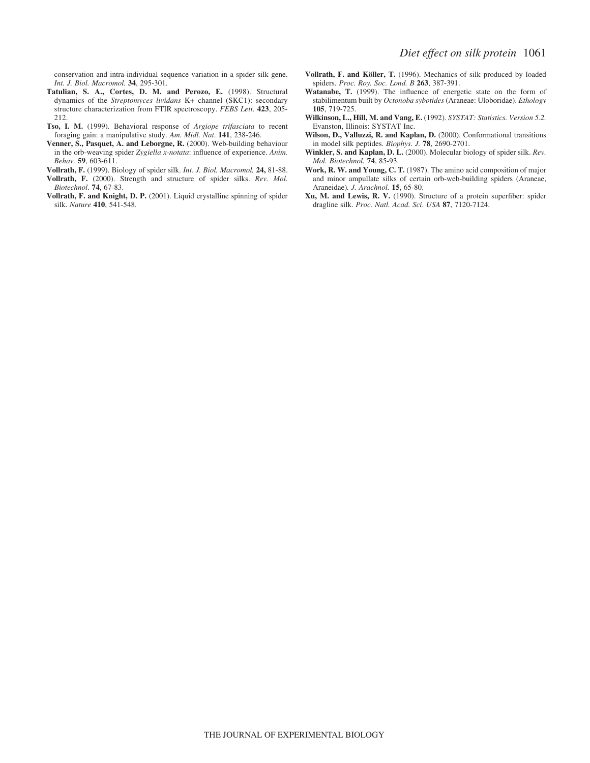conservation and intra-individual sequence variation in a spider silk gene. *Int. J. Biol. Macromol.* **34**, 295-301.

**Tatulian, S. A., Cortes, D. M. and Perozo, E.** (1998). Structural dynamics of the *Streptomyces lividans* K+ channel (SKC1): secondary structure characterization from FTIR spectroscopy. *FEBS Lett.* **423**, 205-212.

**Tso, I. M.** (1999). Behavioral response of *Argiope trifasciata* to recent foraging gain: a manipulative study. *Am. Midl. Nat*. **141**, 238-246.

**Venner, S., Pasquet, A. and Leborgne, R.** (2000). Web-building behaviour in the orb-weaving spider *Zygiella x-notata*: influence of experience. *Anim. Behav.* **59**, 603-611.

**Vollrath, F.** (1999). Biology of spider silk. *Int. J. Biol. Macromol.* **24,** 81-88.

**Vollrath, F.** (2000). Strength and structure of spider silks. *Rev. Mol. Biotechnol*. **74**, 67-83.

**Vollrath, F. and Knight, D. P.** (2001). Liquid crystalline spinning of spider silk. *Nature* **410**, 541-548.

**Vollrath, F. and Köller, T.** (1996). Mechanics of silk produced by loaded spiders. *Proc. Roy. Soc. Lond. B* **263**, 387-391.

**Watanabe, T.** (1999). The influence of energetic state on the form of stabilimentum built by *Octonoba sybotides* (Araneae: Uloboridae). *Ethology* **105**, 719-725.

**Wilkinson, L., Hill, M. and Vang, E.** (1992). *SYSTAT: Statistics. Version 5.2.* Evanston, Illinois: SYSTAT Inc.

**Wilson, D., Valluzzi, R. and Kaplan, D.** (2000). Conformational transitions in model silk peptides. *Biophys. J.* **78**, 2690-2701.

**Winkler, S. and Kaplan, D. L.** (2000). Molecular biology of spider silk. *Rev. Mol. Biotechnol.* **74**, 85-93.

**Work, R. W. and Young, C. T.** (1987). The amino acid composition of major and minor ampullate silks of certain orb-web-building spiders (Araneae, Araneidae). *J. Arachnol.* **15**, 65-80.

**Xu, M. and Lewis, R. V.** (1990). Structure of a protein superfiber: spider dragline silk. *Proc. Natl. Acad. Sci. USA* **87**, 7120-7124.